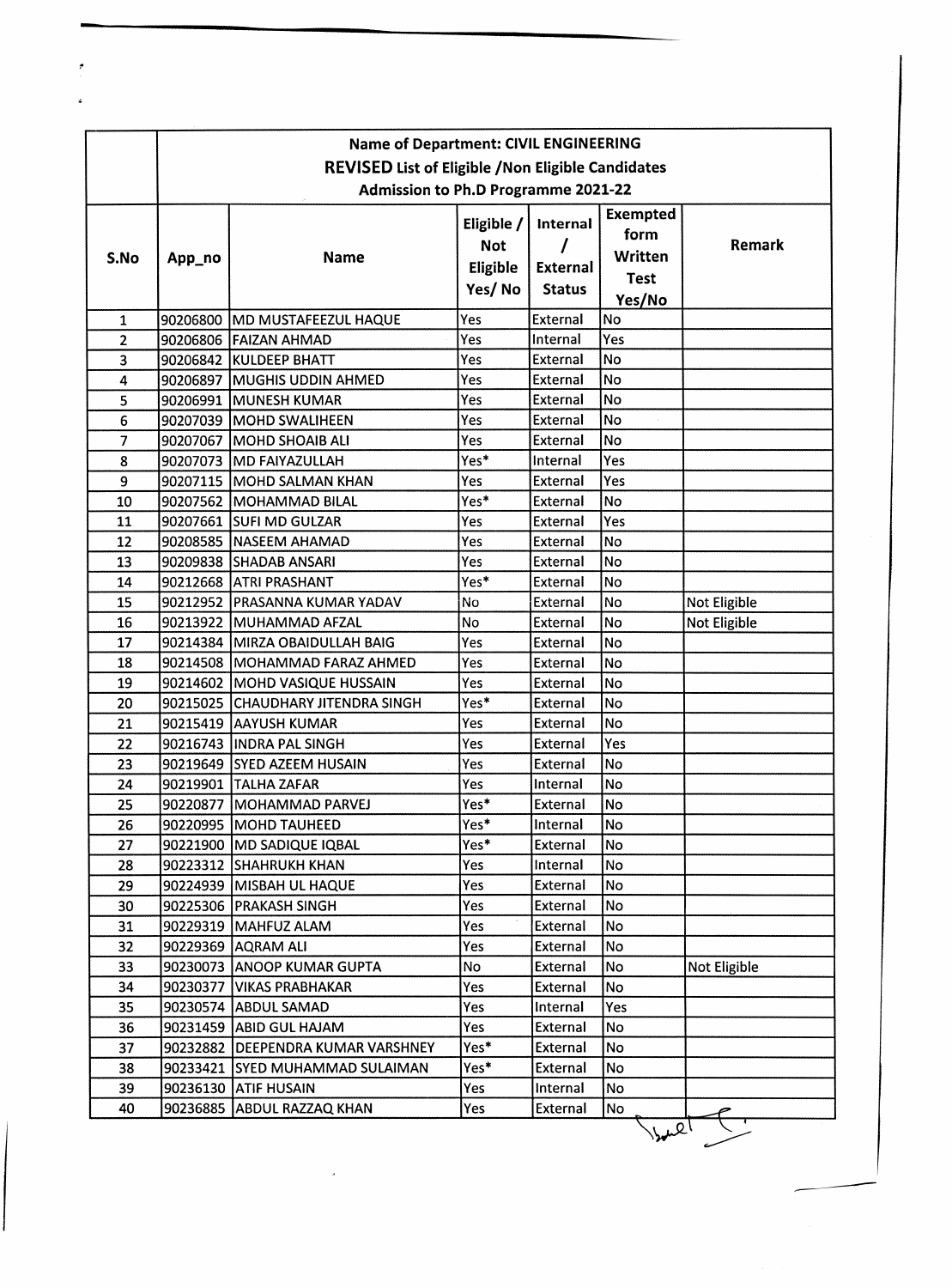| | Name of Department: CIVIL ENGINEERING<br>**REVISED** List of Eligible /Non Eligible Candidates<br>Admission to Ph.D Programme 2021-22 | | | | | |
|---|---|---|---|---|---|---|
| **S.No** | **App_no** | **Name** | **Eligible / Not Eligible Yes/ No** | **Internal / External Status** | **Exempted form Written Test Yes/No** | **Remark** |
| 1 | 90206800 | MD MUSTAFEEZUL HAQUE | Yes | External | No | |
| 2 | 90206806 | FAIZAN AHMAD | Yes | Internal | Yes | |
| 3 | 90206842 | KULDEEP BHATT | Yes | External | No | |
| 4 | 90206897 | MUGHIS UDDIN AHMED | Yes | External | No | |
| 5 | 90206991 | MUNESH KUMAR | Yes | External | No | |
| 6 | 90207039 | MOHD SWALIHEEN | Yes | External | No | |
| 7 | 90207067 | MOHD SHOAIB ALI | Yes | External | No | |
| 8 | 90207073 | MD FAIYAZULLAH | Yes* | Internal | Yes | |
| 9 | 90207115 | MOHD SALMAN KHAN | Yes | External | Yes | |
| 10 | 90207562 | MOHAMMAD BILAL | Yes* | External | No | |
| 11 | 90207661 | SUFI MD GULZAR | Yes | External | Yes | |
| 12 | 90208585 | NASEEM AHAMAD | Yes | External | No | |
| 13 | 90209838 | SHADAB ANSARI | Yes | External | No | |
| 14 | 90212668 | ATRI PRASHANT | Yes* | External | No | |
| 15 | 90212952 | PRASANNA KUMAR YADAV | No | External | No | Not Eligible |
| 16 | 90213922 | MUHAMMAD AFZAL | No | External | No | Not Eligible |
| 17 | 90214384 | MIRZA OBAIDULLAH BAIG | Yes | External | No | |
| 18 | 90214508 | MOHAMMAD FARAZ AHMED | Yes | External | No | |
| 19 | 90214602 | MOHD VASIQUE HUSSAIN | Yes | External | No | |
| 20 | 90215025 | CHAUDHARY JITENDRA SINGH | Yes* | External | No | |
| 21 | 90215419 | AAYUSH KUMAR | Yes | External | No | |
| 22 | 90216743 | INDRA PAL SINGH | Yes | External | Yes | |
| 23 | 90219649 | SYED AZEEM HUSAIN | Yes | External | No | |
| 24 | 90219901 | TALHA ZAFAR | Yes | Internal | No | |
| 25 | 90220877 | MOHAMMAD PARVEJ | Yes* | External | No | |
| 26 | 90220995 | MOHD TAUHEED | Yes* | Internal | No | |
| 27 | 90221900 | MD SADIQUE IQBAL | Yes* | External | No | |
| 28 | 90223312 | SHAHRUKH KHAN | Yes | Internal | No | |
| 29 | 90224939 | MISBAH UL HAQUE | Yes | External | No | |
| 30 | 90225306 | PRAKASH SINGH | Yes | External | No | |
| 31 | 90229319 | MAHFUZ ALAM | Yes | External | No | |
| 32 | 90229369 | AQRAM ALI | Yes | External | No | |
| 33 | 90230073 | ANOOP KUMAR GUPTA | No | External | No | Not Eligible |
| 34 | 90230377 | VIKAS PRABHAKAR | Yes | External | No | |
| 35 | 90230574 | ABDUL SAMAD | Yes | Internal | Yes | |
| 36 | 90231459 | ABID GUL HAJAM | Yes | External | No | |
| 37 | 90232882 | DEEPENDRA KUMAR VARSHNEY | Yes* | External | No | |
| 38 | 90233421 | SYED MUHAMMAD SULAIMAN | Yes* | External | No | |
| 39 | 90236130 | ATIF HUSAIN | Yes | Internal | No | |
| 40 | 90236885 | ABDUL RAZZAQ KHAN | Yes | External | No | |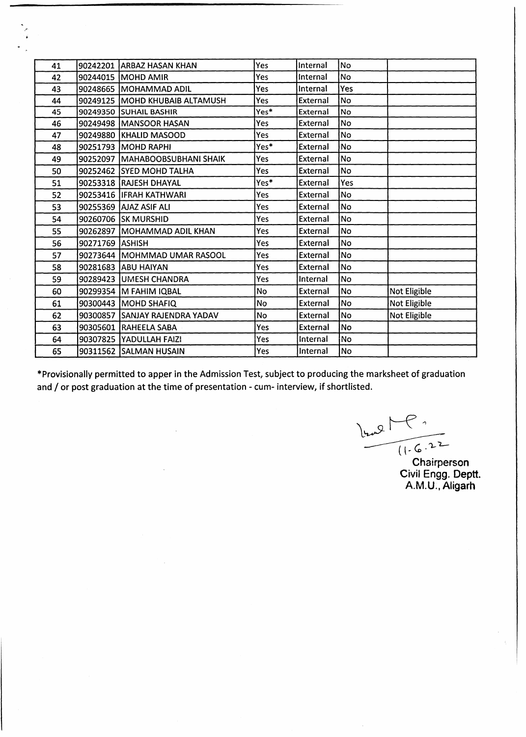| | | | | | | |
|---|---|---|---|---|---|---|
| 41 | 90242201 | ARBAZ HASAN KHAN | Yes | Internal | No | |
| 42 | 90244015 | MOHD AMIR | Yes | Internal | No | |
| 43 | 90248665 | MOHAMMAD ADIL | Yes | Internal | Yes | |
| 44 | 90249125 | MOHD KHUBAIB ALTAMUSH | Yes | External | No | |
| 45 | 90249350 | SUHAIL BASHIR | Yes* | External | No | |
| 46 | 90249498 | MANSOOR HASAN | Yes | External | No | |
| 47 | 90249880 | KHALID MASOOD | Yes | External | No | |
| 48 | 90251793 | MOHD RAPHI | Yes* | External | No | |
| 49 | 90252097 | MAHABOOBSUBHANI SHAIK | Yes | External | No | |
| 50 | 90252462 | SYED MOHD TALHA | Yes | External | No | |
| 51 | 90253318 | RAJESH DHAYAL | Yes* | External | Yes | |
| 52 | 90253416 | IFRAH KATHWARI | Yes | External | No | |
| 53 | 90255369 | AJAZ ASIF ALI | Yes | External | No | |
| 54 | 90260706 | SK MURSHID | Yes | External | No | |
| 55 | 90262897 | MOHAMMAD ADIL KHAN | Yes | External | No | |
| 56 | 90271769 | ASHISH | Yes | External | No | |
| 57 | 90273644 | MOHMMAD UMAR RASOOL | Yes | External | No | |
| 58 | 90281683 | ABU HAIYAN | Yes | External | No | |
| 59 | 90289423 | UMESH CHANDRA | Yes | Internal | No | |
| 60 | 90299354 | M FAHIM IQBAL | No | External | No | Not Eligible |
| 61 | 90300443 | MOHD SHAFIQ | No | External | No | Not Eligible |
| 62 | 90300857 | SANJAY RAJENDRA YADAV | No | External | No | Not Eligible |
| 63 | 90305601 | RAHEELA SABA | Yes | External | No | |
| 64 | 90307825 | YADULLAH FAIZI | Yes | Internal | No | |
| 65 | 90311562 | SALMAN HUSAIN | Yes | Internal | No | |

*Provisionally permitted to apper in the Admission Test, subject to producing the marksheet of graduation and / or post graduation at the time of presentation - cum- interview, if shortlisted.

11.6.22

Chairperson
Civil Engg. Deptt.
A.M.U., Aligarh